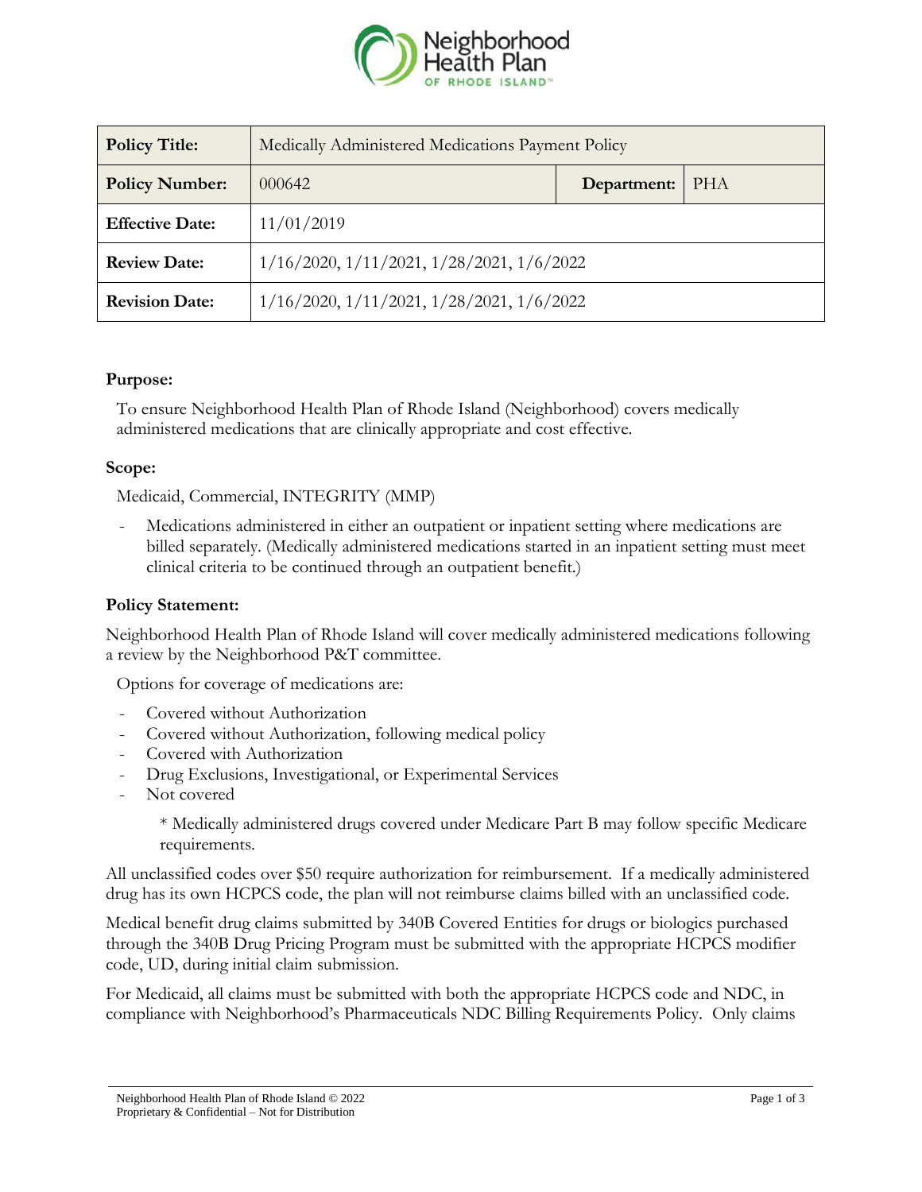| | | | |
|---|---|---|---|
| **Policy Title:** | Medically Administered Medications Payment Policy | | |
| **Policy Number:** | 000642 | **Department:** | PHA |
| **Effective Date:** | 11/01/2019 | | |
| **Review Date:** | 1/16/2020, 1/11/2021, 1/28/2021, 1/6/2022 | | |
| **Revision Date:** | 1/16/2020, 1/11/2021, 1/28/2021, 1/6/2022 | | |

**Purpose:**

To ensure Neighborhood Health Plan of Rhode Island (Neighborhood) covers medically administered medications that are clinically appropriate and cost effective.

**Scope:**

Medicaid, Commercial, INTEGRITY (MMP)

- Medications administered in either an outpatient or inpatient setting where medications are billed separately. (Medically administered medications started in an inpatient setting must meet clinical criteria to be continued through an outpatient benefit.)

**Policy Statement:**

Neighborhood Health Plan of Rhode Island will cover medically administered medications following a review by the Neighborhood P&T committee.

Options for coverage of medications are:

- Covered without Authorization
- Covered without Authorization, following medical policy
- Covered with Authorization
- Drug Exclusions, Investigational, or Experimental Services
- Not covered

  * Medically administered drugs covered under Medicare Part B may follow specific Medicare requirements.

All unclassified codes over $50 require authorization for reimbursement. If a medically administered drug has its own HCPCS code, the plan will not reimburse claims billed with an unclassified code.

Medical benefit drug claims submitted by 340B Covered Entities for drugs or biologics purchased through the 340B Drug Pricing Program must be submitted with the appropriate HCPCS modifier code, UD, during initial claim submission.

For Medicaid, all claims must be submitted with both the appropriate HCPCS code and NDC, in compliance with Neighborhood's Pharmaceuticals NDC Billing Requirements Policy. Only claims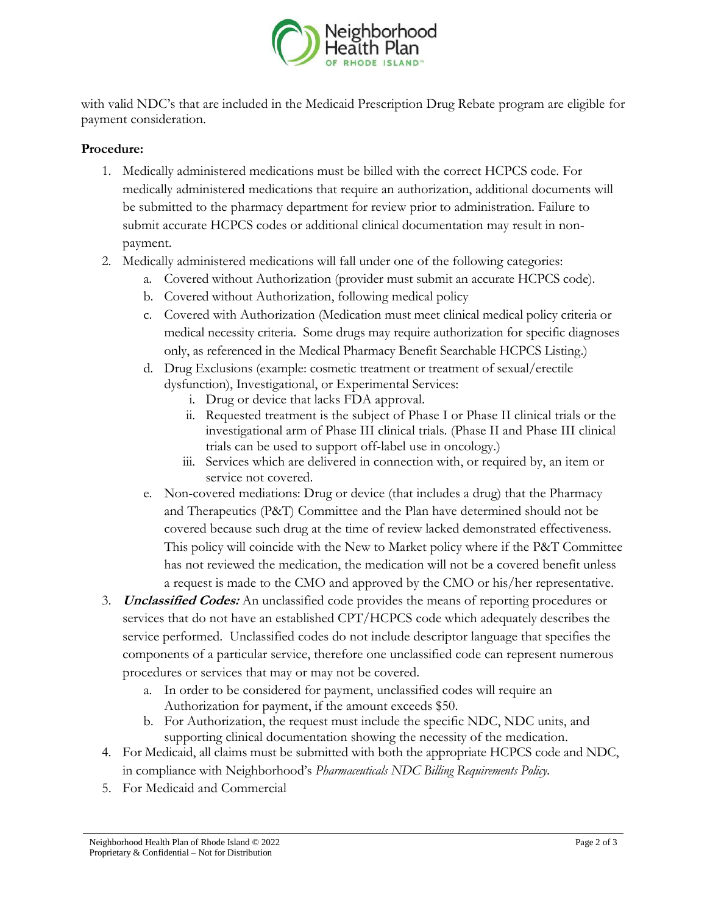with valid NDC's that are included in the Medicaid Prescription Drug Rebate program are eligible for payment consideration.

**Procedure:**

1. Medically administered medications must be billed with the correct HCPCS code. For medically administered medications that require an authorization, additional documents will be submitted to the pharmacy department for review prior to administration. Failure to submit accurate HCPCS codes or additional clinical documentation may result in non-payment.
2. Medically administered medications will fall under one of the following categories:
   a. Covered without Authorization (provider must submit an accurate HCPCS code).
   b. Covered without Authorization, following medical policy
   c. Covered with Authorization (Medication must meet clinical medical policy criteria or medical necessity criteria. Some drugs may require authorization for specific diagnoses only, as referenced in the Medical Pharmacy Benefit Searchable HCPCS Listing.)
   d. Drug Exclusions (example: cosmetic treatment or treatment of sexual/erectile dysfunction), Investigational, or Experimental Services:
      i. Drug or device that lacks FDA approval.
      ii. Requested treatment is the subject of Phase I or Phase II clinical trials or the investigational arm of Phase III clinical trials. (Phase II and Phase III clinical trials can be used to support off-label use in oncology.)
      iii. Services which are delivered in connection with, or required by, an item or service not covered.
   e. Non-covered mediations: Drug or device (that includes a drug) that the Pharmacy and Therapeutics (P&T) Committee and the Plan have determined should not be covered because such drug at the time of review lacked demonstrated effectiveness. This policy will coincide with the New to Market policy where if the P&T Committee has not reviewed the medication, the medication will not be a covered benefit unless a request is made to the CMO and approved by the CMO or his/her representative.
3. ***Unclassified Codes:*** An unclassified code provides the means of reporting procedures or services that do not have an established CPT/HCPCS code which adequately describes the service performed. Unclassified codes do not include descriptor language that specifies the components of a particular service, therefore one unclassified code can represent numerous procedures or services that may or may not be covered.
   a. In order to be considered for payment, unclassified codes will require an Authorization for payment, if the amount exceeds $50.
   b. For Authorization, the request must include the specific NDC, NDC units, and supporting clinical documentation showing the necessity of the medication.
4. For Medicaid, all claims must be submitted with both the appropriate HCPCS code and NDC, in compliance with Neighborhood's *Pharmaceuticals NDC Billing Requirements Policy*.
5. For Medicaid and Commercial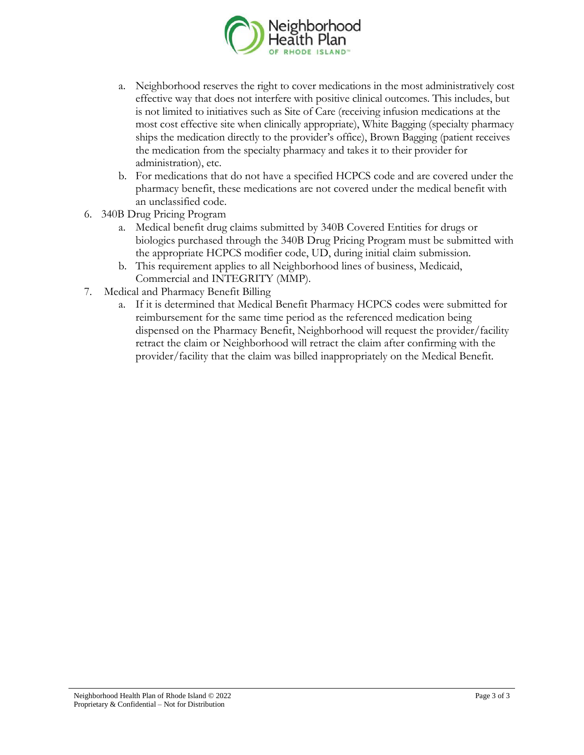a. Neighborhood reserves the right to cover medications in the most administratively cost effective way that does not interfere with positive clinical outcomes. This includes, but is not limited to initiatives such as Site of Care (receiving infusion medications at the most cost effective site when clinically appropriate), White Bagging (specialty pharmacy ships the medication directly to the provider's office), Brown Bagging (patient receives the medication from the specialty pharmacy and takes it to their provider for administration), etc.
   b. For medications that do not have a specified HCPCS code and are covered under the pharmacy benefit, these medications are not covered under the medical benefit with an unclassified code.

6. 340B Drug Pricing Program
   a. Medical benefit drug claims submitted by 340B Covered Entities for drugs or biologics purchased through the 340B Drug Pricing Program must be submitted with the appropriate HCPCS modifier code, UD, during initial claim submission.
   b. This requirement applies to all Neighborhood lines of business, Medicaid, Commercial and INTEGRITY (MMP).

7. Medical and Pharmacy Benefit Billing
   a. If it is determined that Medical Benefit Pharmacy HCPCS codes were submitted for reimbursement for the same time period as the referenced medication being dispensed on the Pharmacy Benefit, Neighborhood will request the provider/facility retract the claim or Neighborhood will retract the claim after confirming with the provider/facility that the claim was billed inappropriately on the Medical Benefit.